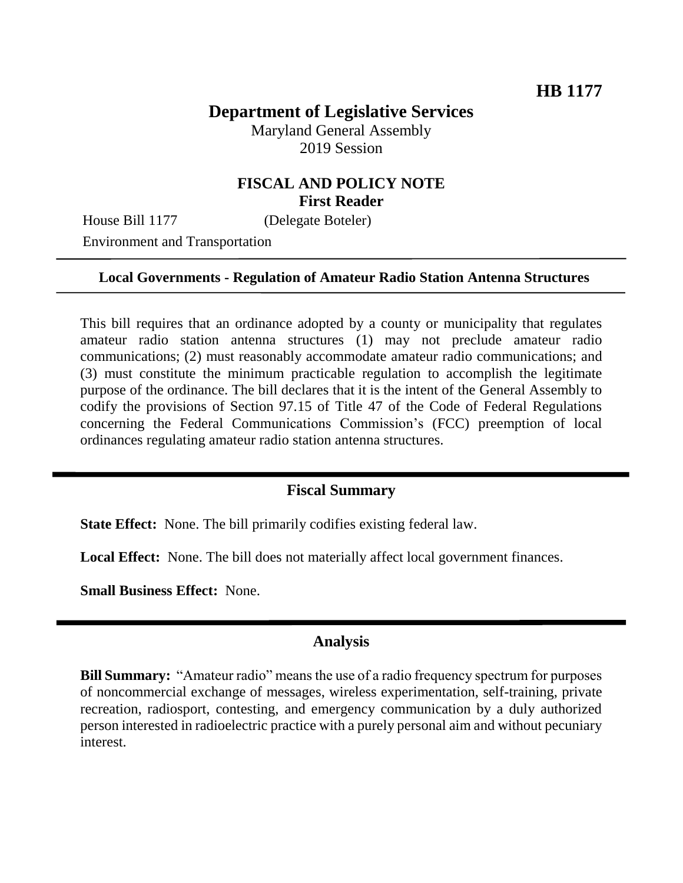**HB 1177**

# Department of Legislative Services

Maryland General Assembly
2019 Session

## FISCAL AND POLICY NOTE
**First Reader**

House Bill 1177 (Delegate Boteler)
Environment and Transportation

---

**Local Governments - Regulation of Amateur Radio Station Antenna Structures**

---

This bill requires that an ordinance adopted by a county or municipality that regulates amateur radio station antenna structures (1) may not preclude amateur radio communications; (2) must reasonably accommodate amateur radio communications; and (3) must constitute the minimum practicable regulation to accomplish the legitimate purpose of the ordinance. The bill declares that it is the intent of the General Assembly to codify the provisions of Section 97.15 of Title 47 of the Code of Federal Regulations concerning the Federal Communications Commission's (FCC) preemption of local ordinances regulating amateur radio station antenna structures.

---

## Fiscal Summary

**State Effect:** None. The bill primarily codifies existing federal law.

**Local Effect:** None. The bill does not materially affect local government finances.

**Small Business Effect:** None.

---

## Analysis

**Bill Summary:** "Amateur radio" means the use of a radio frequency spectrum for purposes of noncommercial exchange of messages, wireless experimentation, self-training, private recreation, radiosport, contesting, and emergency communication by a duly authorized person interested in radioelectric practice with a purely personal aim and without pecuniary interest.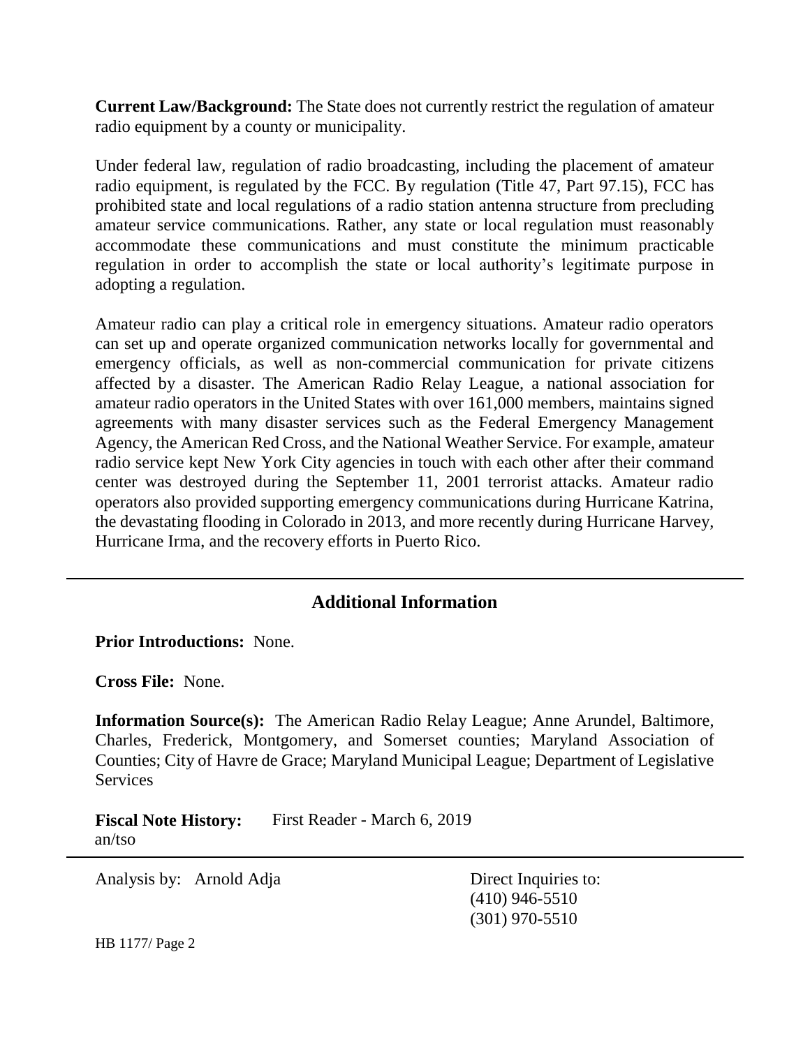**Current Law/Background:** The State does not currently restrict the regulation of amateur radio equipment by a county or municipality.

Under federal law, regulation of radio broadcasting, including the placement of amateur radio equipment, is regulated by the FCC. By regulation (Title 47, Part 97.15), FCC has prohibited state and local regulations of a radio station antenna structure from precluding amateur service communications. Rather, any state or local regulation must reasonably accommodate these communications and must constitute the minimum practicable regulation in order to accomplish the state or local authority's legitimate purpose in adopting a regulation.

Amateur radio can play a critical role in emergency situations. Amateur radio operators can set up and operate organized communication networks locally for governmental and emergency officials, as well as non-commercial communication for private citizens affected by a disaster. The American Radio Relay League, a national association for amateur radio operators in the United States with over 161,000 members, maintains signed agreements with many disaster services such as the Federal Emergency Management Agency, the American Red Cross, and the National Weather Service. For example, amateur radio service kept New York City agencies in touch with each other after their command center was destroyed during the September 11, 2001 terrorist attacks. Amateur radio operators also provided supporting emergency communications during Hurricane Katrina, the devastating flooding in Colorado in 2013, and more recently during Hurricane Harvey, Hurricane Irma, and the recovery efforts in Puerto Rico.

## Additional Information

**Prior Introductions:** None.

**Cross File:** None.

**Information Source(s):** The American Radio Relay League; Anne Arundel, Baltimore, Charles, Frederick, Montgomery, and Somerset counties; Maryland Association of Counties; City of Havre de Grace; Maryland Municipal League; Department of Legislative Services

**Fiscal Note History:** First Reader - March 6, 2019
an/tso

Analysis by: Arnold Adja

Direct Inquiries to:
(410) 946-5510
(301) 970-5510